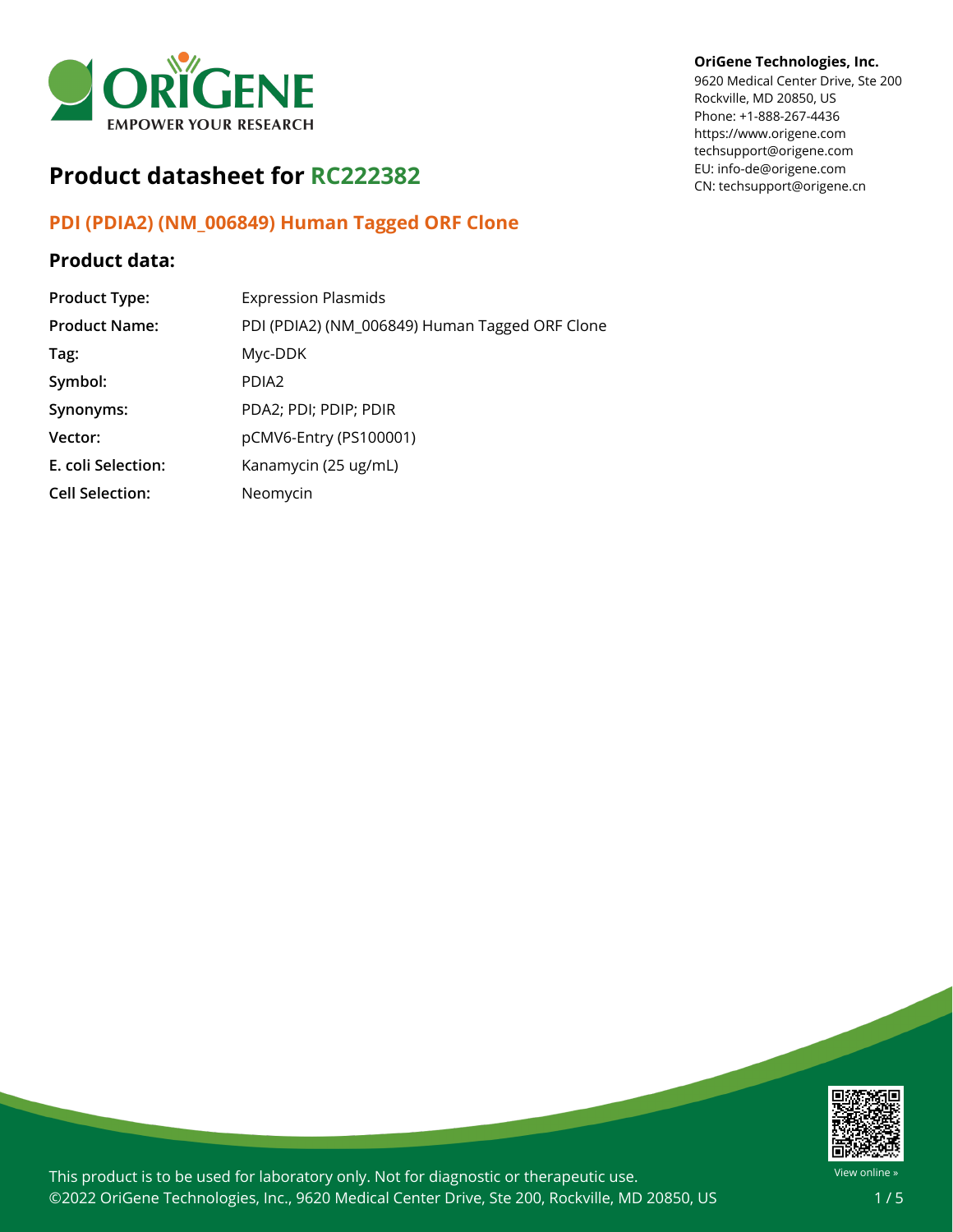**OriGene Technologies, Inc.**
9620 Medical Center Drive, Ste 200
Rockville, MD 20850, US
Phone: +1-888-267-4436
https://www.origene.com
techsupport@origene.com
EU: info-de@origene.com
CN: techsupport@origene.cn

# Product datasheet for RC222382

## PDI (PDIA2) (NM_006849) Human Tagged ORF Clone

### Product data:

| | |
|---|---|
| **Product Type:** | Expression Plasmids |
| **Product Name:** | PDI (PDIA2) (NM_006849) Human Tagged ORF Clone |
| **Tag:** | Myc-DDK |
| **Symbol:** | PDIA2 |
| **Synonyms:** | PDA2; PDI; PDIP; PDIR |
| **Vector:** | pCMV6-Entry (PS100001) |
| **E. coli Selection:** | Kanamycin (25 ug/mL) |
| **Cell Selection:** | Neomycin |

This product is to be used for laboratory only. Not for diagnostic or therapeutic use.
©2022 OriGene Technologies, Inc., 9620 Medical Center Drive, Ste 200, Rockville, MD 20850, US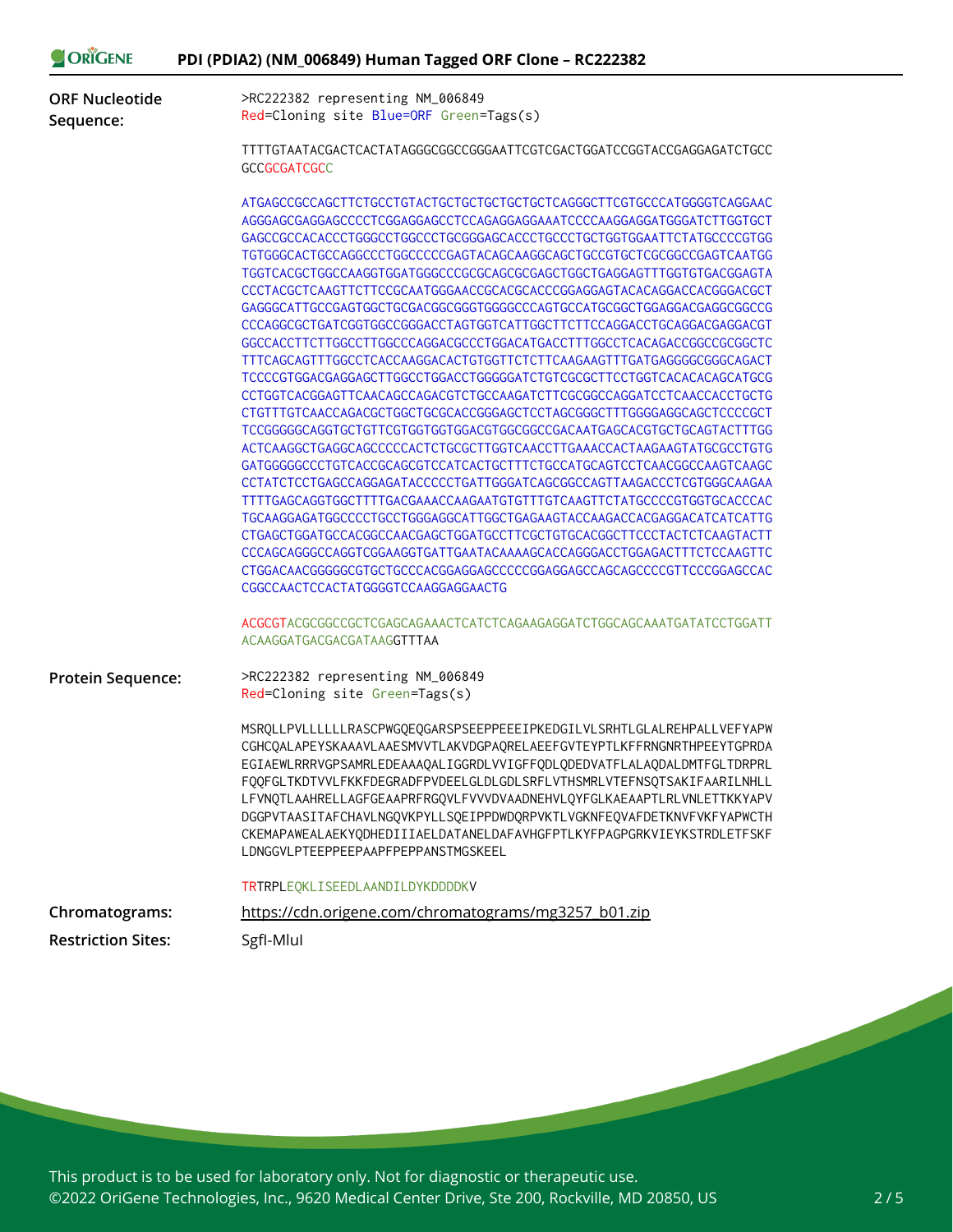# PDI (PDIA2) (NM_006849) Human Tagged ORF Clone – RC222382

**ORF Nucleotide Sequence:**

```
>RC222382 representing NM_006849
Red=Cloning site Blue=ORF Green=Tags(s)

TTTTGTAATACGACTCACTATAGGGCGGCCGGGAATTCGTCGACTGGATCCGGTACCGAGGAGATCTGCC
GCCGCGATCGCC

ATGAGCCGCCAGCTTCTGCCTGTACTGCTGCTGCTGCTGCTCAGGGCTTCGTGCCCATGGGGTCAGGAAC
AGGGAGCGAGGAGCCCCTCGGAGGAGCCTCCAGAGGAGGAAATCCCCAAGGAGGATGGGATCTTGGTGCT
GAGCCGCCACACCCTGGGCCTGGCCCTGCGGGAGCACCCTGCCCTGCTGGTGGAATTCTATGCCCCGTGG
TGTGGGCACTGCCAGGCCCTGGCCCCCGAGTACAGCAAGGCAGCTGCCGTGCTCGCGGCCGAGTCAATGG
TGGTCACGCTGGCCAAGGTGGATGGGCCCGCGCAGCGCGAGCTGGCTGAGGAGTTTGGTGTGACGGAGTA
CCCTACGCTCAAGTTCTTCCGCAATGGGAACCGCACGCACCCGGAGGAGTACACAGGACCACGGGACGCT
GAGGGCATTGCCGAGTGGCTGCGACGGCGGGTGGGGCCCAGTGCCATGCGGCTGGAGGACGAGGCGGCCG
CCCAGGCGCTGATCGGTGGCCGGGACCTAGTGGTCATTGGCTTCTTCCAGGACCTGCAGGACGAGGACGT
GGCCACCTTCTTGGCCTTGGCCCAGGACGCCCTGGACATGACCTTTGGCCTCACAGACCGGCCGCGGCTC
TTTCAGCAGTTTGGCCTCACCAAGGACACTGTGGTTCTCTTCAAGAAGTTTGATGAGGGGCGGGCAGACT
TCCCCGTGGACGAGGAGCTTGGCCTGGACCTGGGGGATCTGTCGCGCTTCCTGGTCACACACAGCATGCG
CCTGGTCACGGAGTTCAACAGCCAGACGTCTGCCAAGATCTTCGCGGCCAGGATCCTCAACCACCTGCTG
CTGTTTGTCAACCAGACGCTGGCTGCGCACCGGGAGCTCCTAGCGGGCTTTGGGGAGGCAGCTCCCCGCT
TCCGGGGGCAGGTGCTGTTCGTGGTGGTGGACGTGGCGGCCGACAATGAGCACGTGCTGCAGTACTTTGG
ACTCAAGGCTGAGGCAGCCCCCACTCTGCGCTTGGTCAACCTTGAAACCACTAAGAAGTATGCGCCTGTG
GATGGGGGCCCTGTCACCGCAGCGTCCATCACTGCTTTCTGCCATGCAGTCCTCAACGGCCAAGTCAAGC
CCTATCTCCTGAGCCAGGAGATACCCCCTGATTGGGATCAGCGGCCAGTTAAGACCCTCGTGGGCAAGAA
TTTTGAGCAGGTGGCTTTTGACGAAACCAAGAATGTGTTTGTCAAGTTCTATGCCCCGTGGTGCACCCAC
TGCAAGGAGATGGCCCCTGCCTGGGAGGCATTGGCTGAGAAGTACCAAGACCACGAGGACATCATCATTG
CTGAGCTGGATGCCACGGCCAACGAGCTGGATGCCTTCGCTGTGCACGGCTTCCCTACTCTCAAGTACTT
CCCAGCAGGGCCAGGTCGGAAGGTGATTGAATACAAAAGCACCAGGGACCTGGAGACTTTCTCCAAGTTC
CTGGACAACGGGGGCGTGCTGCCCACGGAGGAGCCCCCGGAGGAGCCAGCAGCCCCGTTCCCGGAGCCAC
CGGCCAACTCCACTATGGGGTCCAAGGAGGAACTG

ACGCGTACGCGGCCGCTCGAGCAGAAACTCATCTCAGAAGAGGATCTGGCAGCAAATGATATCCTGGATT
ACAAGGATGACGACGATAAGGTTTAA
```

**Protein Sequence:**

```
>RC222382 representing NM_006849
Red=Cloning site Green=Tags(s)

MSRQLLPVLLLLLLRASCPWGQEQGARSPSEEPPEEEIPKEDGILVLSRHTLGLALREHPALLVEFYAPW
CGHCQALAPEYSKAAAVLAAESMVVTLAKVDGPAQRELAEEFGVTEYPTLKFFRNGNRTHPEEYTGPRDA
EGIAEWLRRRVGPSAMRLEDEAAAQALIGGRDLVVIGFFQDLQDEDVATFLALAQDALDMTFGLTDRPRL
FQQFGLTKDTVVLFKKFDEGRADFPVDEELGLDLGDLSRFLVTHSMRLVTEFNSQTSAKIFAARILNHLL
LFVNQTLAAHRELLAGFGEAAPRFRGQVLFVVVDVAADNEHVLQYFGLKAEAAPTLRLVNLETTKKYAPV
DGGPVTAASITAFCHAVLNGQVKPYLLSQEIPPDWDQRPVKTLVGKNFEQVAFDETKNVFVKFYAPWCTH
CKEMAPAWEALAEKYQDHEDIIIAELDATANELDAFAVHGFPTLKYFPAGPGRKVIEYKSTRDLETFSKF
LDNGGVLPTEEPPEEPAAPFPEPPANSTMGSKEEL

TRTRPLEQKLISEEDLAANDILDYKDDDDKV
```

**Chromatograms:** https://cdn.origene.com/chromatograms/mg3257_b01.zip

**Restriction Sites:** SgfI-MluI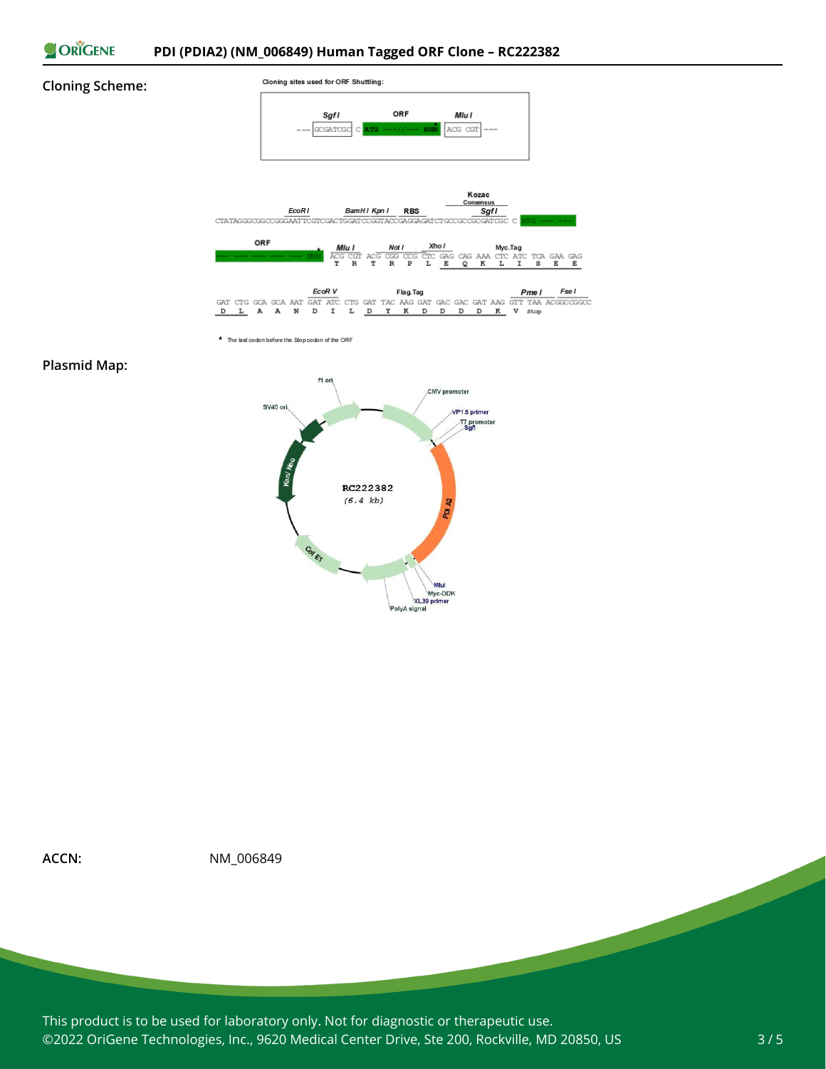**Cloning Scheme:**

Cloning sites used for ORF Shuttling:

```
        SgfI              ORF              MluI
--- GCGATCGC  C  ATG ---//--- NNN*  ACG CGT ---
```

```
                  EcoRI          BamHI KpnI  RBS                Kozac Consensus  SgfI
CTATAGGGCGGCCGGGAATTCGTCGACTGGATCCGGTACCGAGGAGATCTGCCGCCGCGATCGC C ATG --- ---

ORF                     MluI       NotI       XhoI            Myc.Tag
--- --- --- --- --- NNN* ACG CGT ACG CGG CCG CTC GAG CAG AAA CTC ATC TCA GAA GAG
                          T   R   T   R   P   L   E   Q   K   L   I   S   E   E

                            EcoR V              Flag.Tag                     PmeI     FseI
GAT CTG GCA GCA AAT GAT ATC CTG GAT TAC AAG GAT GAC GAC GAT AAG GTT TAA ACGGCCGGCC
 D   L   A   A   N   D   I   L   D   Y   K   D   D   D   D   K   V  stop
```

\* The last codon before the Stop codon of the ORF

**Plasmid Map:**

RC222382 (6.4 kb)

Features: f1 ori, CMV promoter, VP1.5 primer, T7 promoter, SgfI, PDIA2, MluI, Myc-DDK, XL39 primer, PolyA signal, Col E1, Kan/Neo, SV40 ori

**ACCN:** NM_006849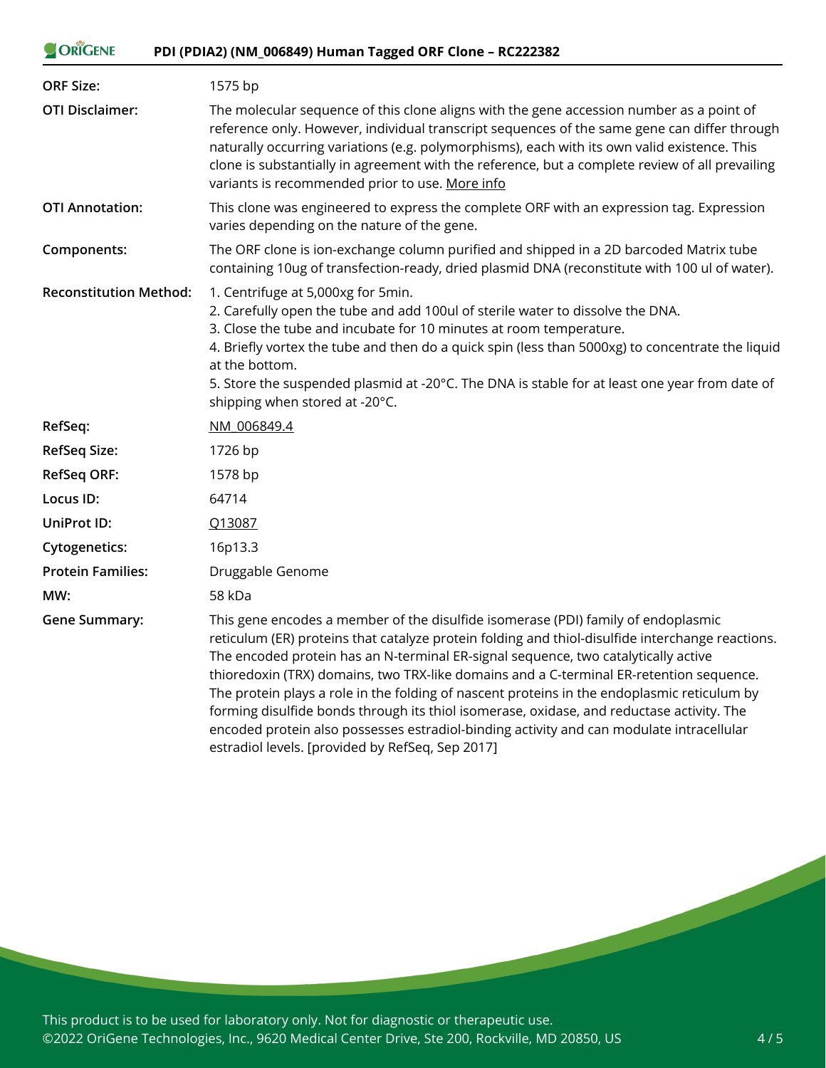| | |
|---|---|
| **ORF Size:** | 1575 bp |
| **OTI Disclaimer:** | The molecular sequence of this clone aligns with the gene accession number as a point of reference only. However, individual transcript sequences of the same gene can differ through naturally occurring variations (e.g. polymorphisms), each with its own valid existence. This clone is substantially in agreement with the reference, but a complete review of all prevailing variants is recommended prior to use. More info |
| **OTI Annotation:** | This clone was engineered to express the complete ORF with an expression tag. Expression varies depending on the nature of the gene. |
| **Components:** | The ORF clone is ion-exchange column purified and shipped in a 2D barcoded Matrix tube containing 10ug of transfection-ready, dried plasmid DNA (reconstitute with 100 ul of water). |
| **Reconstitution Method:** | 1. Centrifuge at 5,000xg for 5min.<br>2. Carefully open the tube and add 100ul of sterile water to dissolve the DNA.<br>3. Close the tube and incubate for 10 minutes at room temperature.<br>4. Briefly vortex the tube and then do a quick spin (less than 5000xg) to concentrate the liquid at the bottom.<br>5. Store the suspended plasmid at -20°C. The DNA is stable for at least one year from date of shipping when stored at -20°C. |
| **RefSeq:** | NM_006849.4 |
| **RefSeq Size:** | 1726 bp |
| **RefSeq ORF:** | 1578 bp |
| **Locus ID:** | 64714 |
| **UniProt ID:** | Q13087 |
| **Cytogenetics:** | 16p13.3 |
| **Protein Families:** | Druggable Genome |
| **MW:** | 58 kDa |
| **Gene Summary:** | This gene encodes a member of the disulfide isomerase (PDI) family of endoplasmic reticulum (ER) proteins that catalyze protein folding and thiol-disulfide interchange reactions. The encoded protein has an N-terminal ER-signal sequence, two catalytically active thioredoxin (TRX) domains, two TRX-like domains and a C-terminal ER-retention sequence. The protein plays a role in the folding of nascent proteins in the endoplasmic reticulum by forming disulfide bonds through its thiol isomerase, oxidase, and reductase activity. The encoded protein also possesses estradiol-binding activity and can modulate intracellular estradiol levels. [provided by RefSeq, Sep 2017] |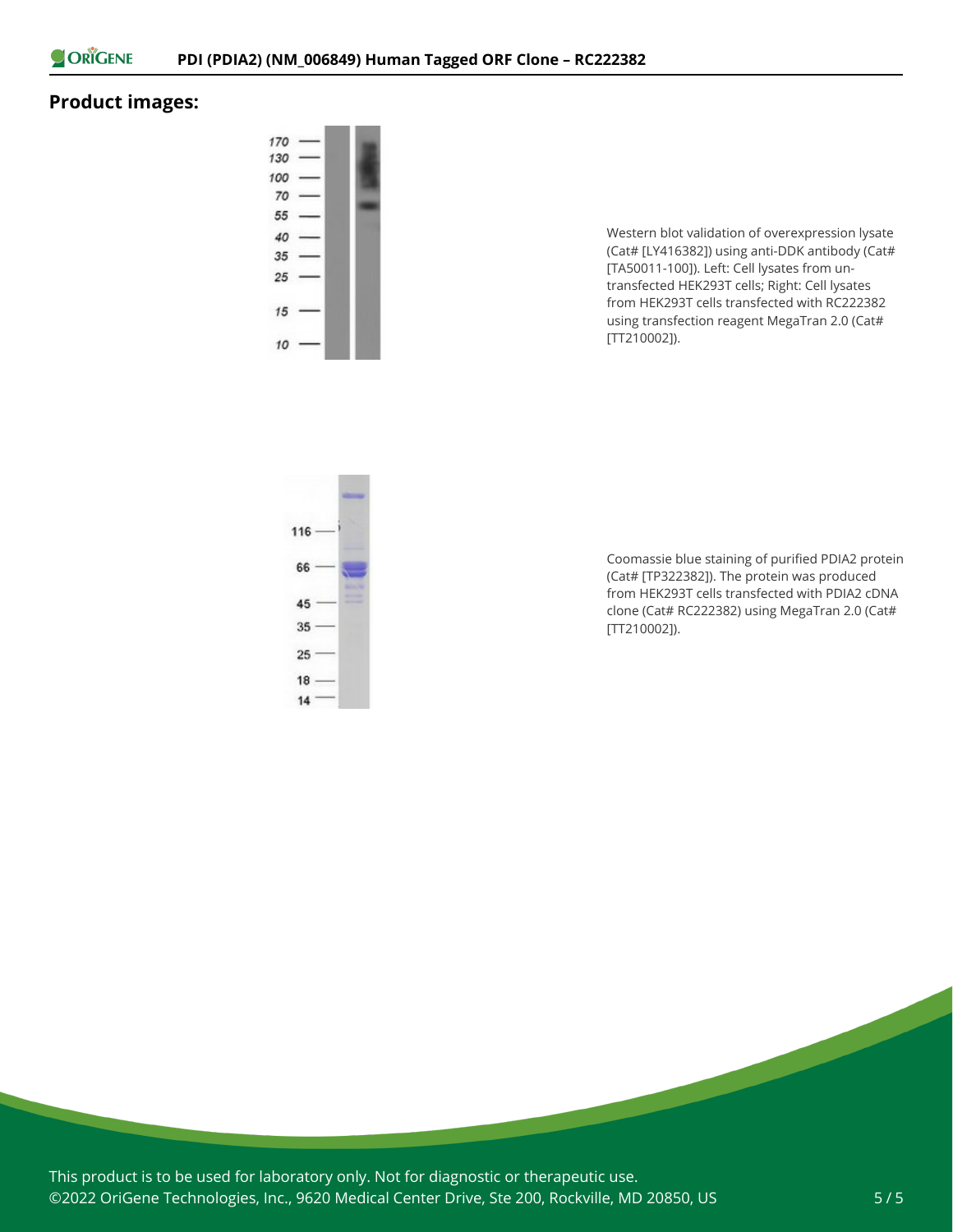## Product images:

170
130
100
70
55
40
35
25
15
10

Western blot validation of overexpression lysate (Cat# [LY416382]) using anti-DDK antibody (Cat# [TA50011-100]). Left: Cell lysates from un-transfected HEK293T cells; Right: Cell lysates from HEK293T cells transfected with RC222382 using transfection reagent MegaTran 2.0 (Cat# [TT210002]).

116
66
45
35
25
18
14

Coomassie blue staining of purified PDIA2 protein (Cat# [TP322382]). The protein was produced from HEK293T cells transfected with PDIA2 cDNA clone (Cat# RC222382) using MegaTran 2.0 (Cat# [TT210002]).

This product is to be used for laboratory only. Not for diagnostic or therapeutic use.
©2022 OriGene Technologies, Inc., 9620 Medical Center Drive, Ste 200, Rockville, MD 20850, US